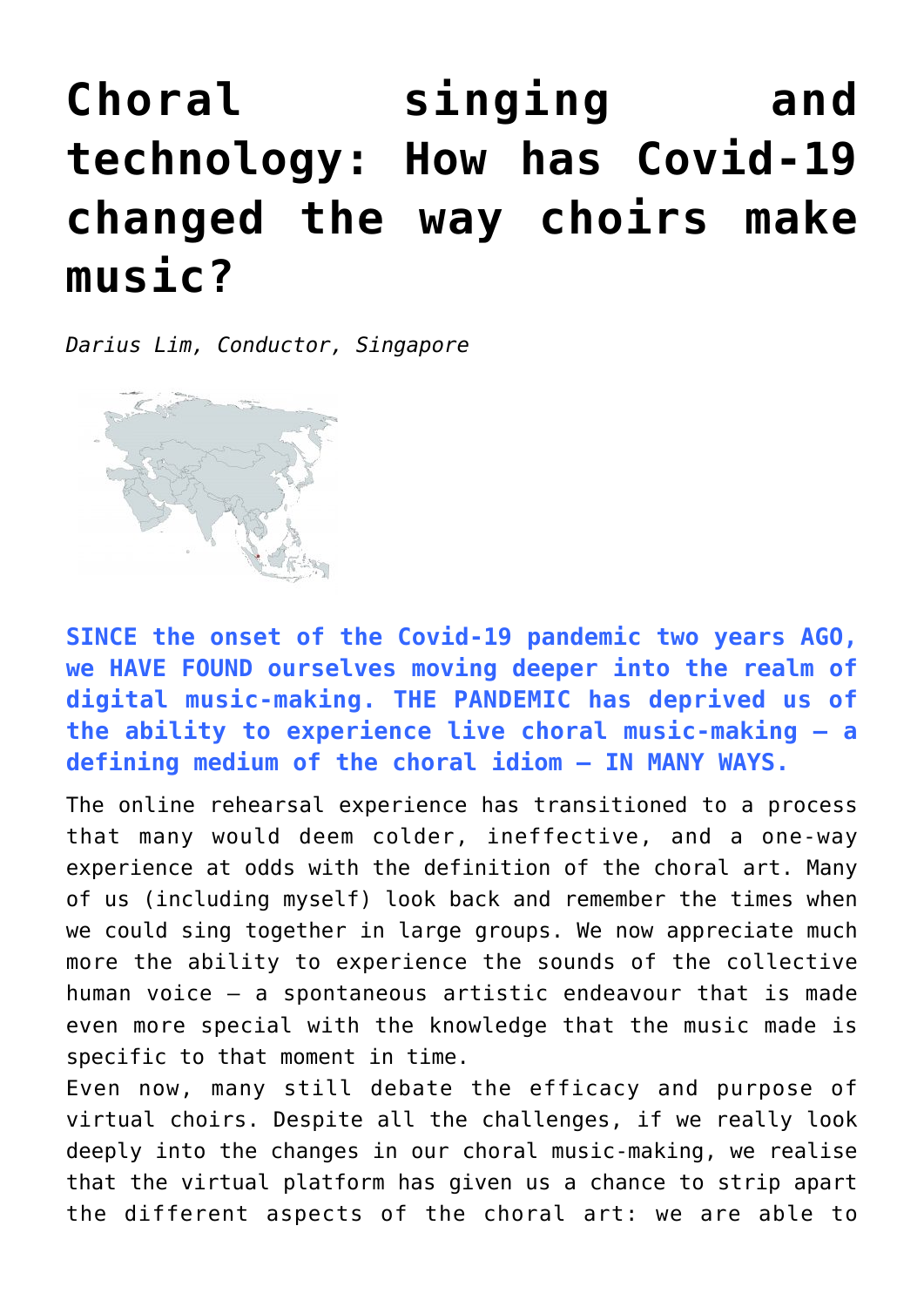# Choral singing and technology: How has Covid-19 changed the way choirs make music?

*Darius Lim, Conductor, Singapore*

**SINCE the onset of the Covid-19 pandemic two years AGO, we HAVE FOUND ourselves moving deeper into the realm of digital music-making. THE PANDEMIC has deprived us of the ability to experience live choral music-making – a defining medium of the choral idiom – IN MANY WAYS.**

The online rehearsal experience has transitioned to a process that many would deem colder, ineffective, and a one-way experience at odds with the definition of the choral art. Many of us (including myself) look back and remember the times when we could sing together in large groups. We now appreciate much more the ability to experience the sounds of the collective human voice – a spontaneous artistic endeavour that is made even more special with the knowledge that the music made is specific to that moment in time.

Even now, many still debate the efficacy and purpose of virtual choirs. Despite all the challenges, if we really look deeply into the changes in our choral music-making, we realise that the virtual platform has given us a chance to strip apart the different aspects of the choral art: we are able to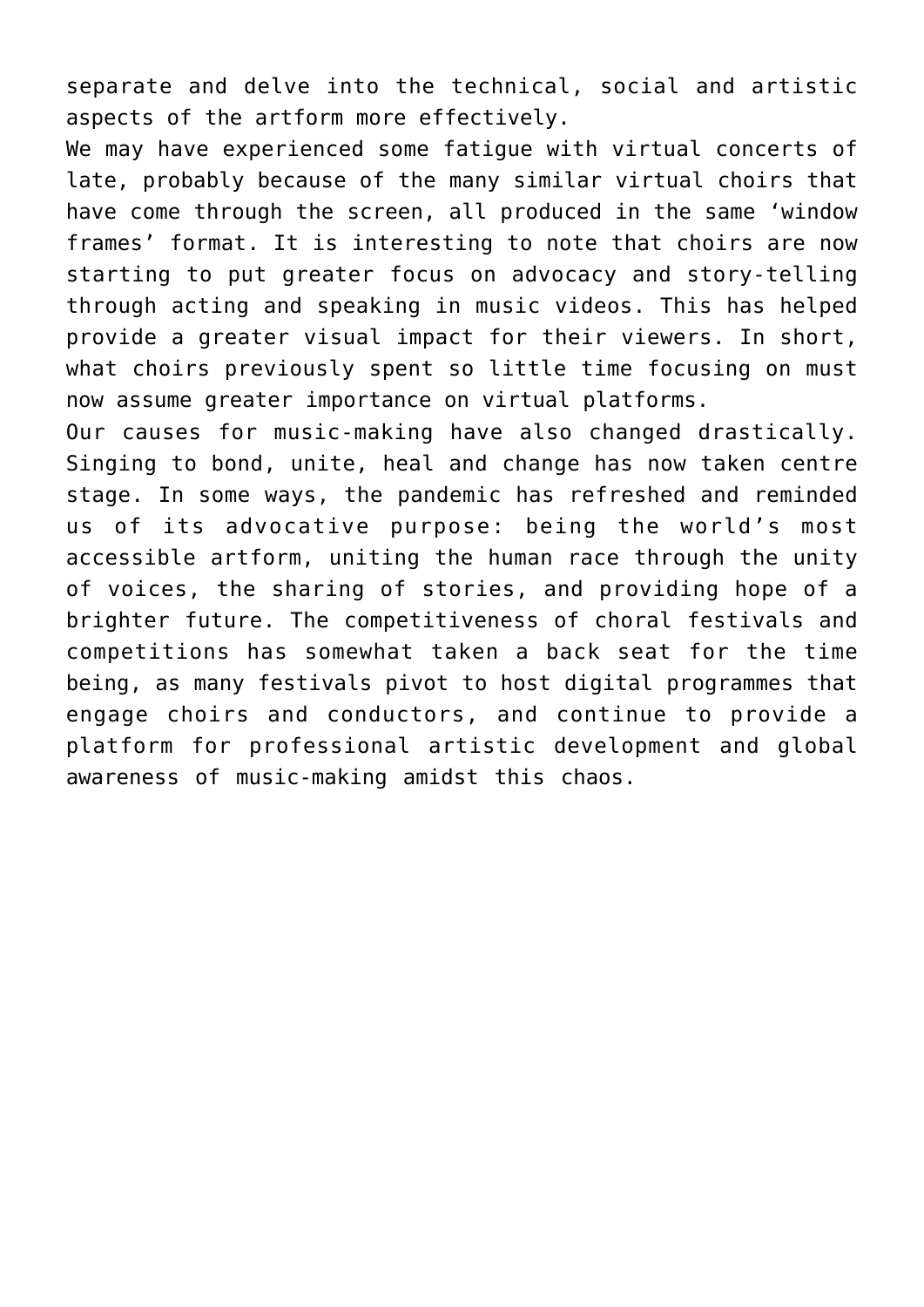separate and delve into the technical, social and artistic aspects of the artform more effectively.

We may have experienced some fatigue with virtual concerts of late, probably because of the many similar virtual choirs that have come through the screen, all produced in the same 'window frames' format. It is interesting to note that choirs are now starting to put greater focus on advocacy and story-telling through acting and speaking in music videos. This has helped provide a greater visual impact for their viewers. In short, what choirs previously spent so little time focusing on must now assume greater importance on virtual platforms.

Our causes for music-making have also changed drastically. Singing to bond, unite, heal and change has now taken centre stage. In some ways, the pandemic has refreshed and reminded us of its advocative purpose: being the world's most accessible artform, uniting the human race through the unity of voices, the sharing of stories, and providing hope of a brighter future. The competitiveness of choral festivals and competitions has somewhat taken a back seat for the time being, as many festivals pivot to host digital programmes that engage choirs and conductors, and continue to provide a platform for professional artistic development and global awareness of music-making amidst this chaos.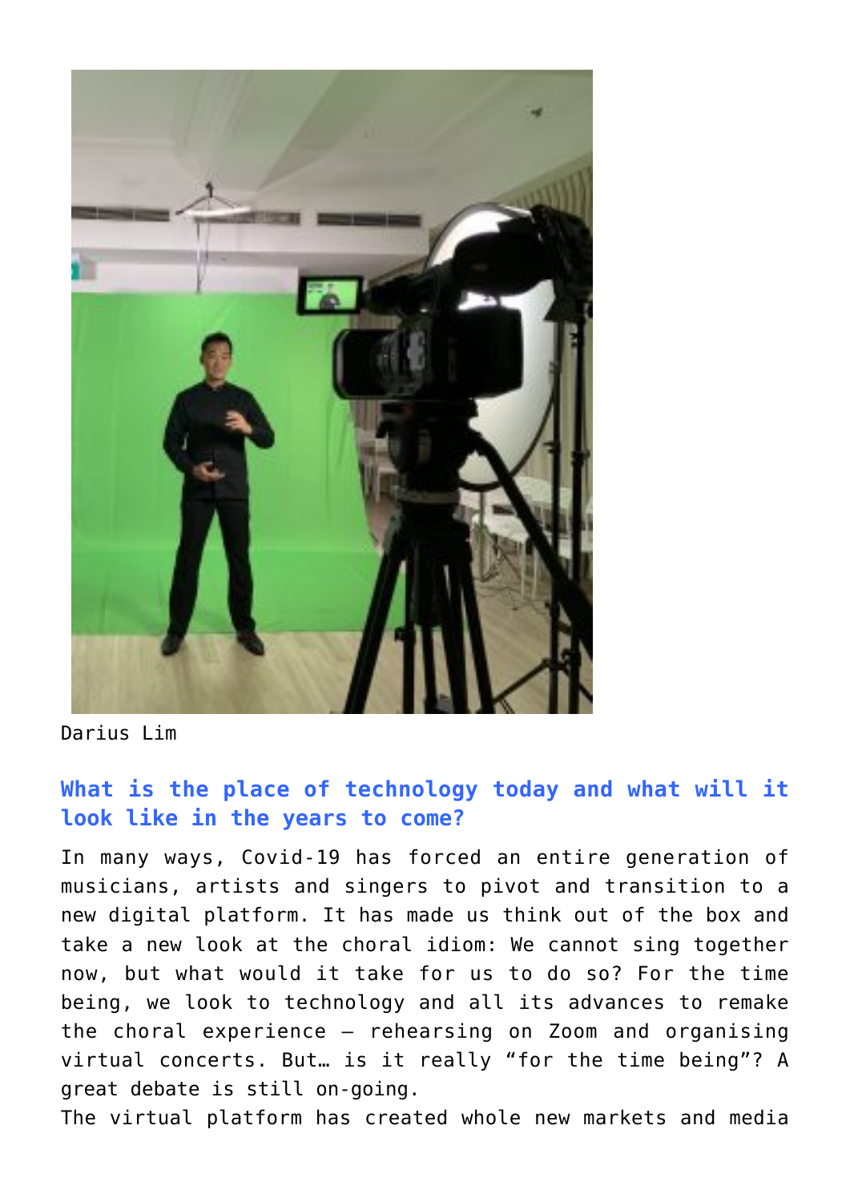Darius Lim

### What is the place of technology today and what will it look like in the years to come?

In many ways, Covid-19 has forced an entire generation of musicians, artists and singers to pivot and transition to a new digital platform. It has made us think out of the box and take a new look at the choral idiom: We cannot sing together now, but what would it take for us to do so? For the time being, we look to technology and all its advances to remake the choral experience – rehearsing on Zoom and organising virtual concerts. But… is it really "for the time being"? A great debate is still on-going.

The virtual platform has created whole new markets and media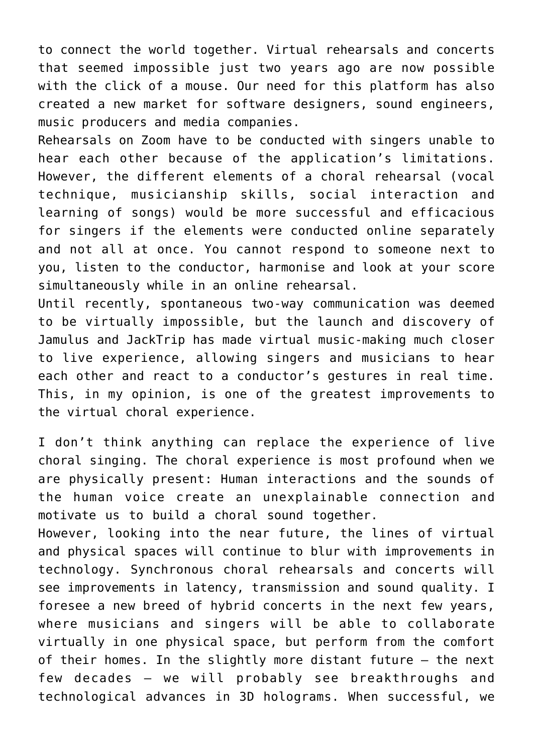to connect the world together. Virtual rehearsals and concerts that seemed impossible just two years ago are now possible with the click of a mouse. Our need for this platform has also created a new market for software designers, sound engineers, music producers and media companies.

Rehearsals on Zoom have to be conducted with singers unable to hear each other because of the application's limitations. However, the different elements of a choral rehearsal (vocal technique, musicianship skills, social interaction and learning of songs) would be more successful and efficacious for singers if the elements were conducted online separately and not all at once. You cannot respond to someone next to you, listen to the conductor, harmonise and look at your score simultaneously while in an online rehearsal.

Until recently, spontaneous two-way communication was deemed to be virtually impossible, but the launch and discovery of Jamulus and JackTrip has made virtual music-making much closer to live experience, allowing singers and musicians to hear each other and react to a conductor's gestures in real time. This, in my opinion, is one of the greatest improvements to the virtual choral experience.

I don't think anything can replace the experience of live choral singing. The choral experience is most profound when we are physically present: Human interactions and the sounds of the human voice create an unexplainable connection and motivate us to build a choral sound together.

However, looking into the near future, the lines of virtual and physical spaces will continue to blur with improvements in technology. Synchronous choral rehearsals and concerts will see improvements in latency, transmission and sound quality. I foresee a new breed of hybrid concerts in the next few years, where musicians and singers will be able to collaborate virtually in one physical space, but perform from the comfort of their homes. In the slightly more distant future – the next few decades – we will probably see breakthroughs and technological advances in 3D holograms. When successful, we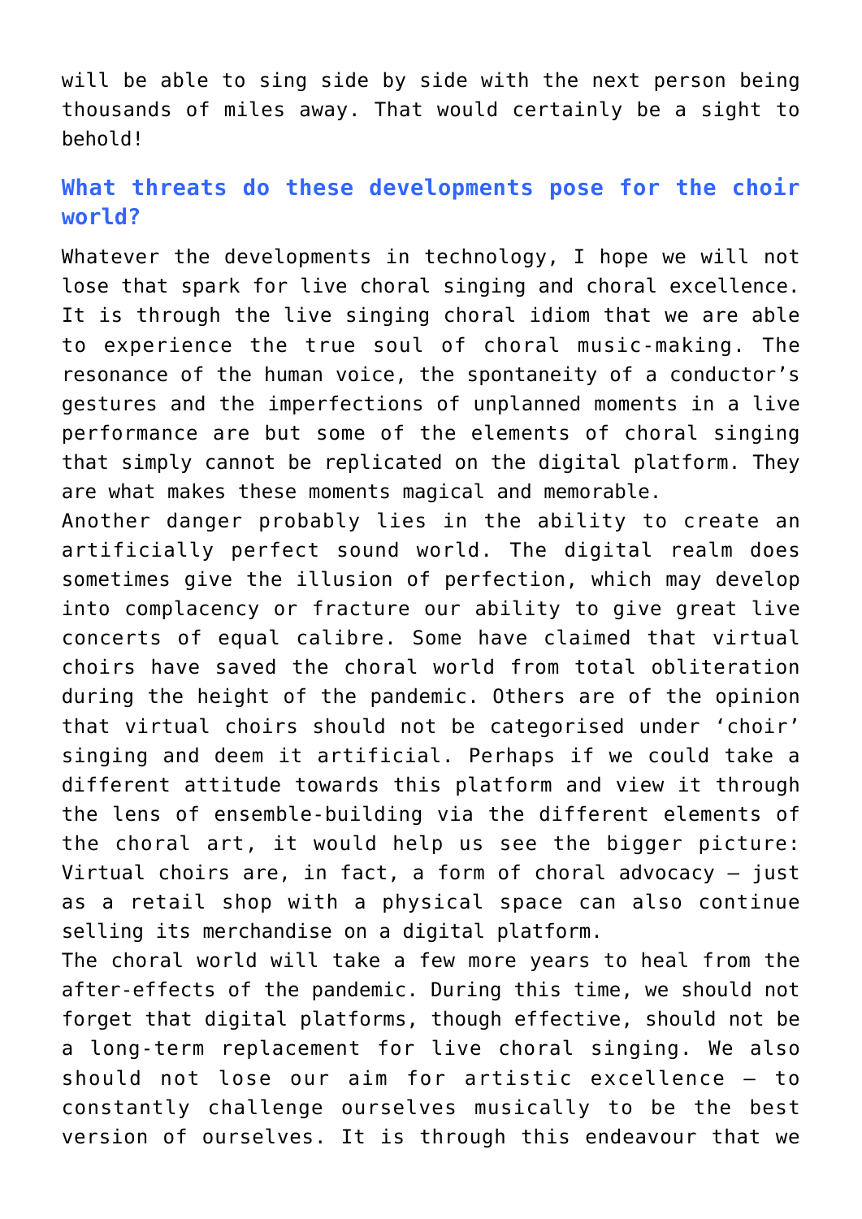will be able to sing side by side with the next person being thousands of miles away. That would certainly be a sight to behold!

## What threats do these developments pose for the choir world?

Whatever the developments in technology, I hope we will not lose that spark for live choral singing and choral excellence. It is through the live singing choral idiom that we are able to experience the true soul of choral music-making. The resonance of the human voice, the spontaneity of a conductor's gestures and the imperfections of unplanned moments in a live performance are but some of the elements of choral singing that simply cannot be replicated on the digital platform. They are what makes these moments magical and memorable.

Another danger probably lies in the ability to create an artificially perfect sound world. The digital realm does sometimes give the illusion of perfection, which may develop into complacency or fracture our ability to give great live concerts of equal calibre. Some have claimed that virtual choirs have saved the choral world from total obliteration during the height of the pandemic. Others are of the opinion that virtual choirs should not be categorised under 'choir' singing and deem it artificial. Perhaps if we could take a different attitude towards this platform and view it through the lens of ensemble-building via the different elements of the choral art, it would help us see the bigger picture: Virtual choirs are, in fact, a form of choral advocacy – just as a retail shop with a physical space can also continue selling its merchandise on a digital platform.

The choral world will take a few more years to heal from the after-effects of the pandemic. During this time, we should not forget that digital platforms, though effective, should not be a long-term replacement for live choral singing. We also should not lose our aim for artistic excellence – to constantly challenge ourselves musically to be the best version of ourselves. It is through this endeavour that we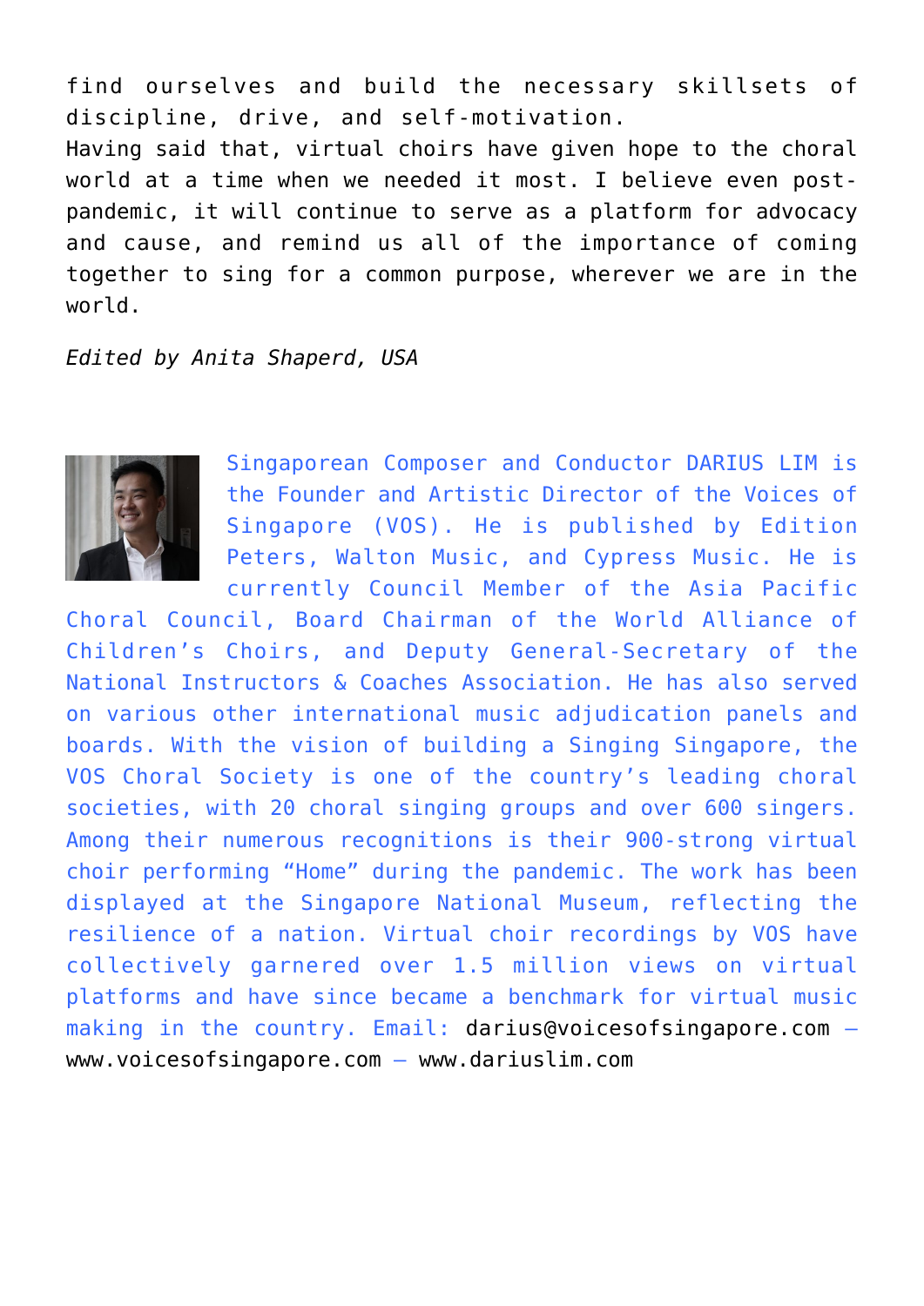find ourselves and build the necessary skillsets of discipline, drive, and self-motivation.

Having said that, virtual choirs have given hope to the choral world at a time when we needed it most. I believe even post-pandemic, it will continue to serve as a platform for advocacy and cause, and remind us all of the importance of coming together to sing for a common purpose, wherever we are in the world.

*Edited by Anita Shaperd, USA*

Singaporean Composer and Conductor DARIUS LIM is the Founder and Artistic Director of the Voices of Singapore (VOS). He is published by Edition Peters, Walton Music, and Cypress Music. He is currently Council Member of the Asia Pacific Choral Council, Board Chairman of the World Alliance of Children's Choirs, and Deputy General-Secretary of the National Instructors & Coaches Association. He has also served on various other international music adjudication panels and boards. With the vision of building a Singing Singapore, the VOS Choral Society is one of the country's leading choral societies, with 20 choral singing groups and over 600 singers. Among their numerous recognitions is their 900-strong virtual choir performing "Home" during the pandemic. The work has been displayed at the Singapore National Museum, reflecting the resilience of a nation. Virtual choir recordings by VOS have collectively garnered over 1.5 million views on virtual platforms and have since became a benchmark for virtual music making in the country. Email: darius@voicesofsingapore.com – www.voicesofsingapore.com – www.dariuslim.com